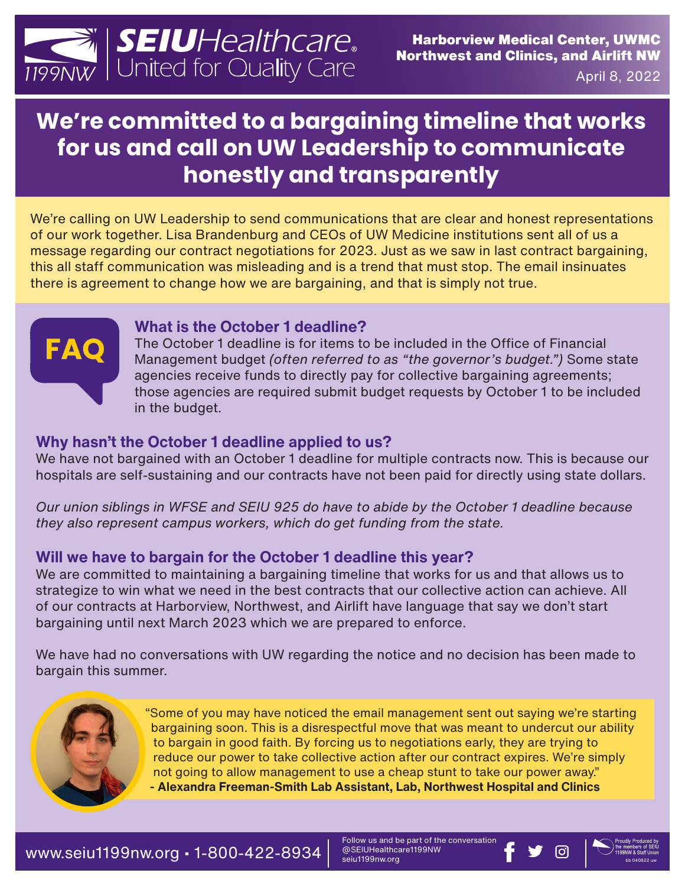**SEIU**Healthcare® 1199NW | United for Quality Care

**Harborview Medical Center, UWMC Northwest and Clinics, and Airlift NW**

April 8, 2022

# We're committed to a bargaining timeline that works for us and call on UW Leadership to communicate honestly and transparently

We're calling on UW Leadership to send communications that are clear and honest representations of our work together. Lisa Brandenburg and CEOs of UW Medicine institutions sent all of us a message regarding our contract negotiations for 2023. Just as we saw in last contract bargaining, this all staff communication was misleading and is a trend that must stop. The email insinuates there is agreement to change how we are bargaining, and that is simply not true.

**FAQ**

### What is the October 1 deadline?

The October 1 deadline is for items to be included in the Office of Financial Management budget *(often referred to as "the governor's budget.")* Some state agencies receive funds to directly pay for collective bargaining agreements; those agencies are required submit budget requests by October 1 to be included in the budget.

### Why hasn't the October 1 deadline applied to us?

We have not bargained with an October 1 deadline for multiple contracts now. This is because our hospitals are self-sustaining and our contracts have not been paid for directly using state dollars.

*Our union siblings in WFSE and SEIU 925 do have to abide by the October 1 deadline because they also represent campus workers, which do get funding from the state.*

### Will we have to bargain for the October 1 deadline this year?

We are committed to maintaining a bargaining timeline that works for us and that allows us to strategize to win what we need in the best contracts that our collective action can achieve. All of our contracts at Harborview, Northwest, and Airlift have language that say we don't start bargaining until next March 2023 which we are prepared to enforce.

We have had no conversations with UW regarding the notice and no decision has been made to bargain this summer.

"Some of you may have noticed the email management sent out saying we're starting bargaining soon. This is a disrespectful move that was meant to undercut our ability to bargain in good faith. By forcing us to negotiations early, they are trying to reduce our power to take collective action after our contract expires. We're simply not going to allow management to use a cheap stunt to take our power away."
**- Alexandra Freeman-Smith Lab Assistant, Lab, Northwest Hospital and Clinics**

www.seiu1199nw.org • 1-800-422-8934 | Follow us and be part of the conversation @SEIUHealthcare1199NW seiu1199nw.org

Proudly Produced by the members of SEIU 1199NW & Staff Union bb 040822 uw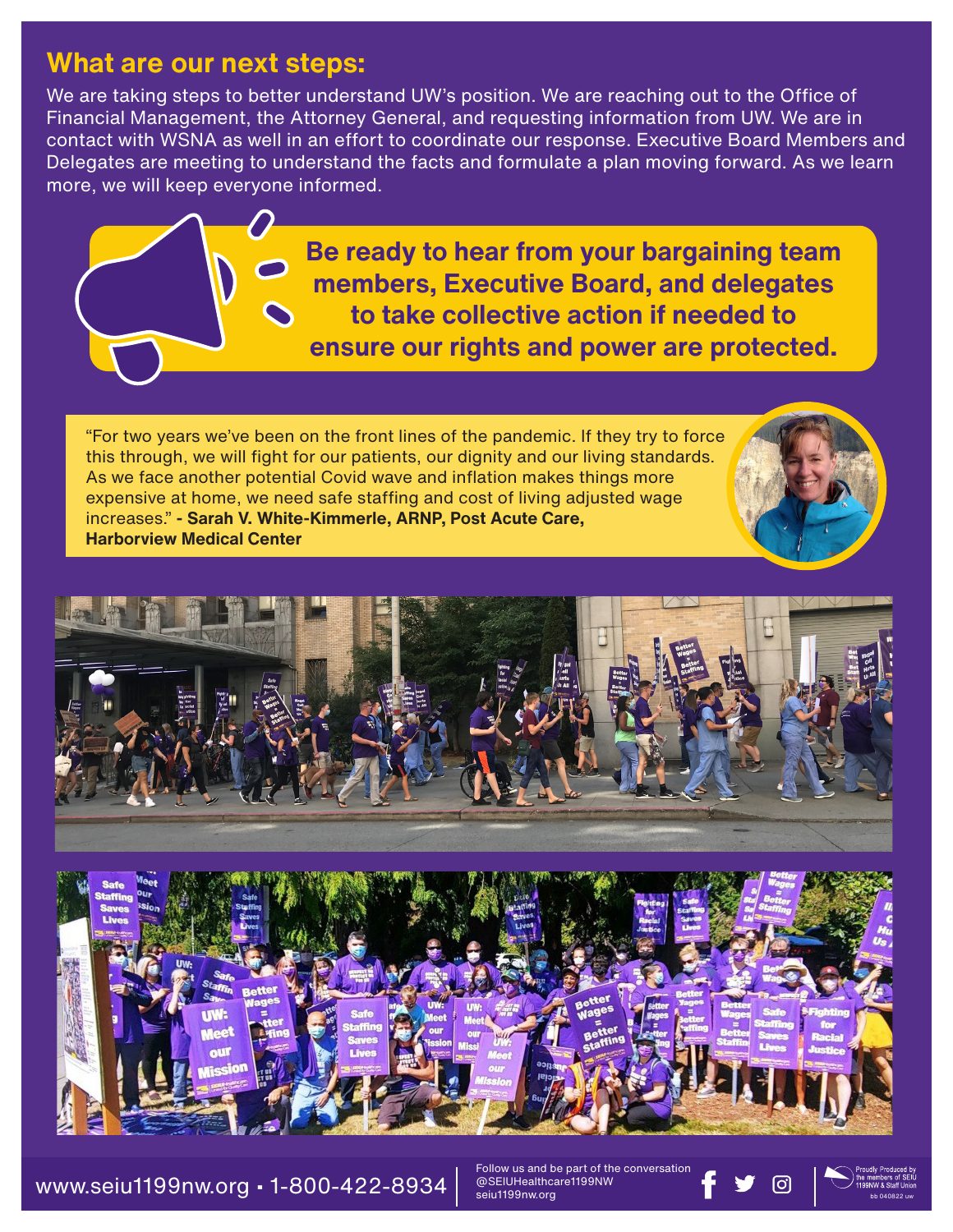## What are our next steps:

We are taking steps to better understand UW's position. We are reaching out to the Office of Financial Management, the Attorney General, and requesting information from UW. We are in contact with WSNA as well in an effort to coordinate our response. Executive Board Members and Delegates are meeting to understand the facts and formulate a plan moving forward. As we learn more, we will keep everyone informed.

**Be ready to hear from your bargaining team members, Executive Board, and delegates to take collective action if needed to ensure our rights and power are protected.**

"For two years we've been on the front lines of the pandemic. If they try to force this through, we will fight for our patients, our dignity and our living standards. As we face another potential Covid wave and inflation makes things more expensive at home, we need safe staffing and cost of living adjusted wage increases." **- Sarah V. White-Kimmerle, ARNP, Post Acute Care, Harborview Medical Center**

www.seiu1199nw.org • 1-800-422-8934

Follow us and be part of the conversation
@SEIUHealthcare1199NW
seiu1199nw.org

Proudly Produced by the members of SEIU 1199NW & Staff Union
bb 040822 uw